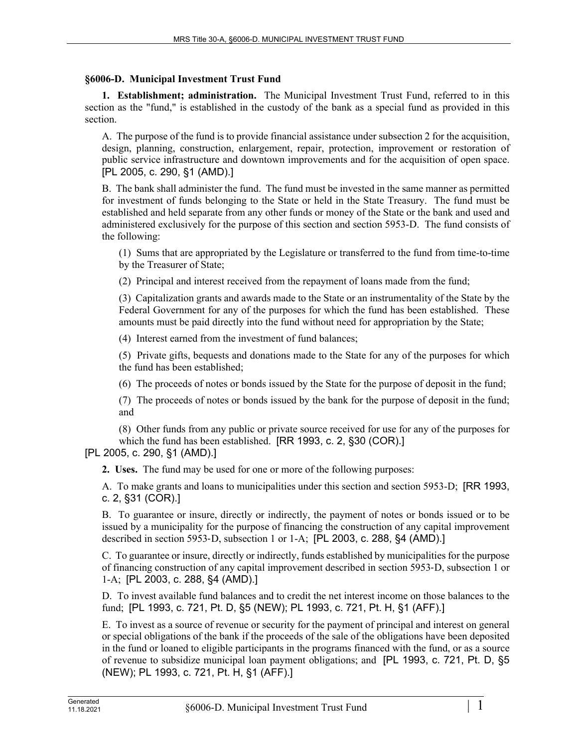## §6006-D. Municipal Investment Trust Fund

**1. Establishment; administration.** The Municipal Investment Trust Fund, referred to in this section as the "fund," is established in the custody of the bank as a special fund as provided in this section.

A. The purpose of the fund is to provide financial assistance under subsection 2 for the acquisition, design, planning, construction, enlargement, repair, protection, improvement or restoration of public service infrastructure and downtown improvements and for the acquisition of open space. [PL 2005, c. 290, §1 (AMD).]

B. The bank shall administer the fund. The fund must be invested in the same manner as permitted for investment of funds belonging to the State or held in the State Treasury. The fund must be established and held separate from any other funds or money of the State or the bank and used and administered exclusively for the purpose of this section and section 5953-D. The fund consists of the following:

(1) Sums that are appropriated by the Legislature or transferred to the fund from time-to-time by the Treasurer of State;

(2) Principal and interest received from the repayment of loans made from the fund;

(3) Capitalization grants and awards made to the State or an instrumentality of the State by the Federal Government for any of the purposes for which the fund has been established. These amounts must be paid directly into the fund without need for appropriation by the State;

(4) Interest earned from the investment of fund balances;

(5) Private gifts, bequests and donations made to the State for any of the purposes for which the fund has been established;

(6) The proceeds of notes or bonds issued by the State for the purpose of deposit in the fund;

(7) The proceeds of notes or bonds issued by the bank for the purpose of deposit in the fund; and

(8) Other funds from any public or private source received for use for any of the purposes for which the fund has been established. [RR 1993, c. 2, §30 (COR).]

[PL 2005, c. 290, §1 (AMD).]

**2. Uses.** The fund may be used for one or more of the following purposes:

A. To make grants and loans to municipalities under this section and section 5953-D; [RR 1993, c. 2, §31 (COR).]

B. To guarantee or insure, directly or indirectly, the payment of notes or bonds issued or to be issued by a municipality for the purpose of financing the construction of any capital improvement described in section 5953-D, subsection 1 or 1-A; [PL 2003, c. 288, §4 (AMD).]

C. To guarantee or insure, directly or indirectly, funds established by municipalities for the purpose of financing construction of any capital improvement described in section 5953-D, subsection 1 or 1-A; [PL 2003, c. 288, §4 (AMD).]

D. To invest available fund balances and to credit the net interest income on those balances to the fund; [PL 1993, c. 721, Pt. D, §5 (NEW); PL 1993, c. 721, Pt. H, §1 (AFF).]

E. To invest as a source of revenue or security for the payment of principal and interest on general or special obligations of the bank if the proceeds of the sale of the obligations have been deposited in the fund or loaned to eligible participants in the programs financed with the fund, or as a source of revenue to subsidize municipal loan payment obligations; and [PL 1993, c. 721, Pt. D, §5 (NEW); PL 1993, c. 721, Pt. H, §1 (AFF).]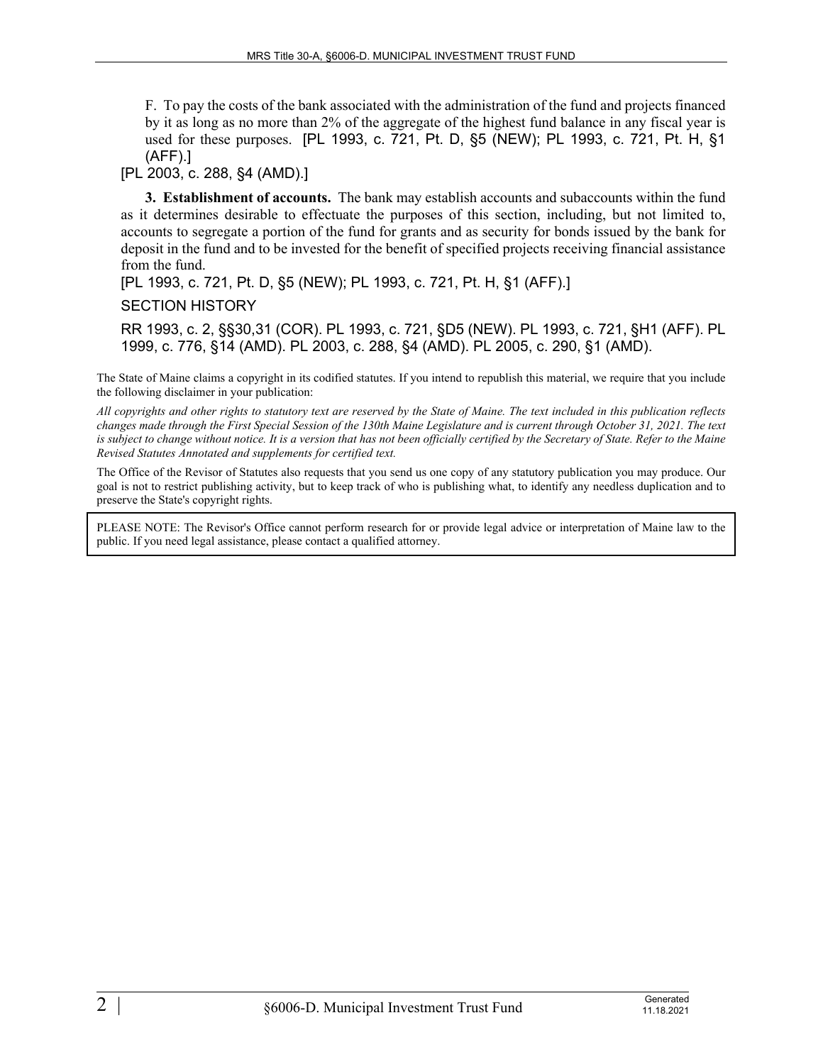F. To pay the costs of the bank associated with the administration of the fund and projects financed by it as long as no more than 2% of the aggregate of the highest fund balance in any fiscal year is used for these purposes. [PL 1993, c. 721, Pt. D, §5 (NEW); PL 1993, c. 721, Pt. H, §1 (AFF).]

[PL 2003, c. 288, §4 (AMD).]

**3. Establishment of accounts.** The bank may establish accounts and subaccounts within the fund as it determines desirable to effectuate the purposes of this section, including, but not limited to, accounts to segregate a portion of the fund for grants and as security for bonds issued by the bank for deposit in the fund and to be invested for the benefit of specified projects receiving financial assistance from the fund.

[PL 1993, c. 721, Pt. D, §5 (NEW); PL 1993, c. 721, Pt. H, §1 (AFF).]

SECTION HISTORY

RR 1993, c. 2, §§30,31 (COR). PL 1993, c. 721, §D5 (NEW). PL 1993, c. 721, §H1 (AFF). PL 1999, c. 776, §14 (AMD). PL 2003, c. 288, §4 (AMD). PL 2005, c. 290, §1 (AMD).

The State of Maine claims a copyright in its codified statutes. If you intend to republish this material, we require that you include the following disclaimer in your publication:

*All copyrights and other rights to statutory text are reserved by the State of Maine. The text included in this publication reflects changes made through the First Special Session of the 130th Maine Legislature and is current through October 31, 2021. The text is subject to change without notice. It is a version that has not been officially certified by the Secretary of State. Refer to the Maine Revised Statutes Annotated and supplements for certified text.*

The Office of the Revisor of Statutes also requests that you send us one copy of any statutory publication you may produce. Our goal is not to restrict publishing activity, but to keep track of who is publishing what, to identify any needless duplication and to preserve the State's copyright rights.

PLEASE NOTE: The Revisor's Office cannot perform research for or provide legal advice or interpretation of Maine law to the public. If you need legal assistance, please contact a qualified attorney.